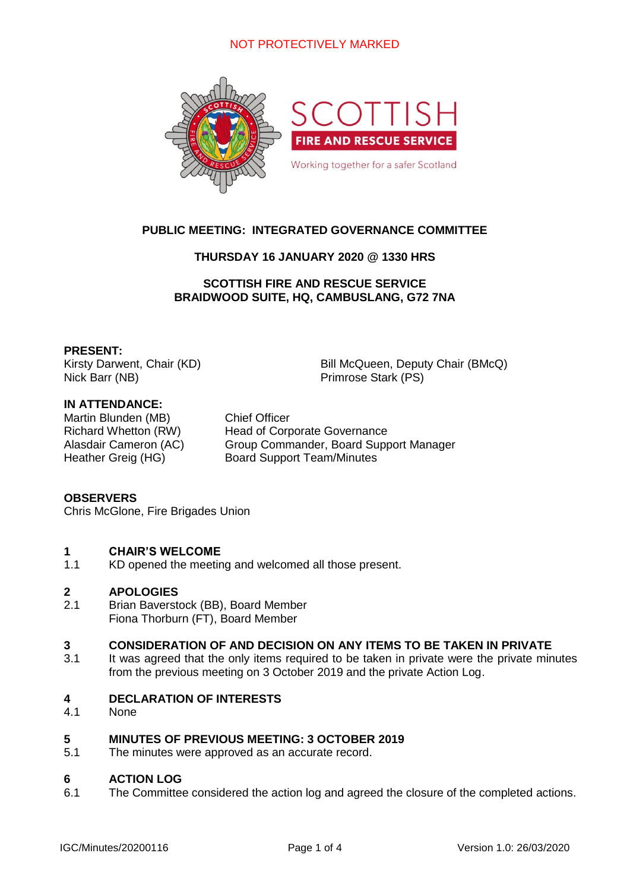NOT PROTECTIVELY MARKED

SCOTTISH FIRE AND RESCUE SERVICE

Working together for a safer Scotland

# PUBLIC MEETING: INTEGRATED GOVERNANCE COMMITTEE

**THURSDAY 16 JANUARY 2020 @ 1330 HRS**

**SCOTTISH FIRE AND RESCUE SERVICE**
**BRAIDWOOD SUITE, HQ, CAMBUSLANG, G72 7NA**

**PRESENT:**

Kirsty Darwent, Chair (KD)
Nick Barr (NB)
Bill McQueen, Deputy Chair (BMcQ)
Primrose Stark (PS)

**IN ATTENDANCE:**

| | |
|---|---|
| Martin Blunden (MB) | Chief Officer |
| Richard Whetton (RW) | Head of Corporate Governance |
| Alasdair Cameron (AC) | Group Commander, Board Support Manager |
| Heather Greig (HG) | Board Support Team/Minutes |

**OBSERVERS**

Chris McGlone, Fire Brigades Union

## 1 CHAIR'S WELCOME

1.1 KD opened the meeting and welcomed all those present.

## 2 APOLOGIES

2.1 Brian Baverstock (BB), Board Member
Fiona Thorburn (FT), Board Member

## 3 CONSIDERATION OF AND DECISION ON ANY ITEMS TO BE TAKEN IN PRIVATE

3.1 It was agreed that the only items required to be taken in private were the private minutes from the previous meeting on 3 October 2019 and the private Action Log.

## 4 DECLARATION OF INTERESTS

4.1 None

## 5 MINUTES OF PREVIOUS MEETING: 3 OCTOBER 2019

5.1 The minutes were approved as an accurate record.

## 6 ACTION LOG

6.1 The Committee considered the action log and agreed the closure of the completed actions.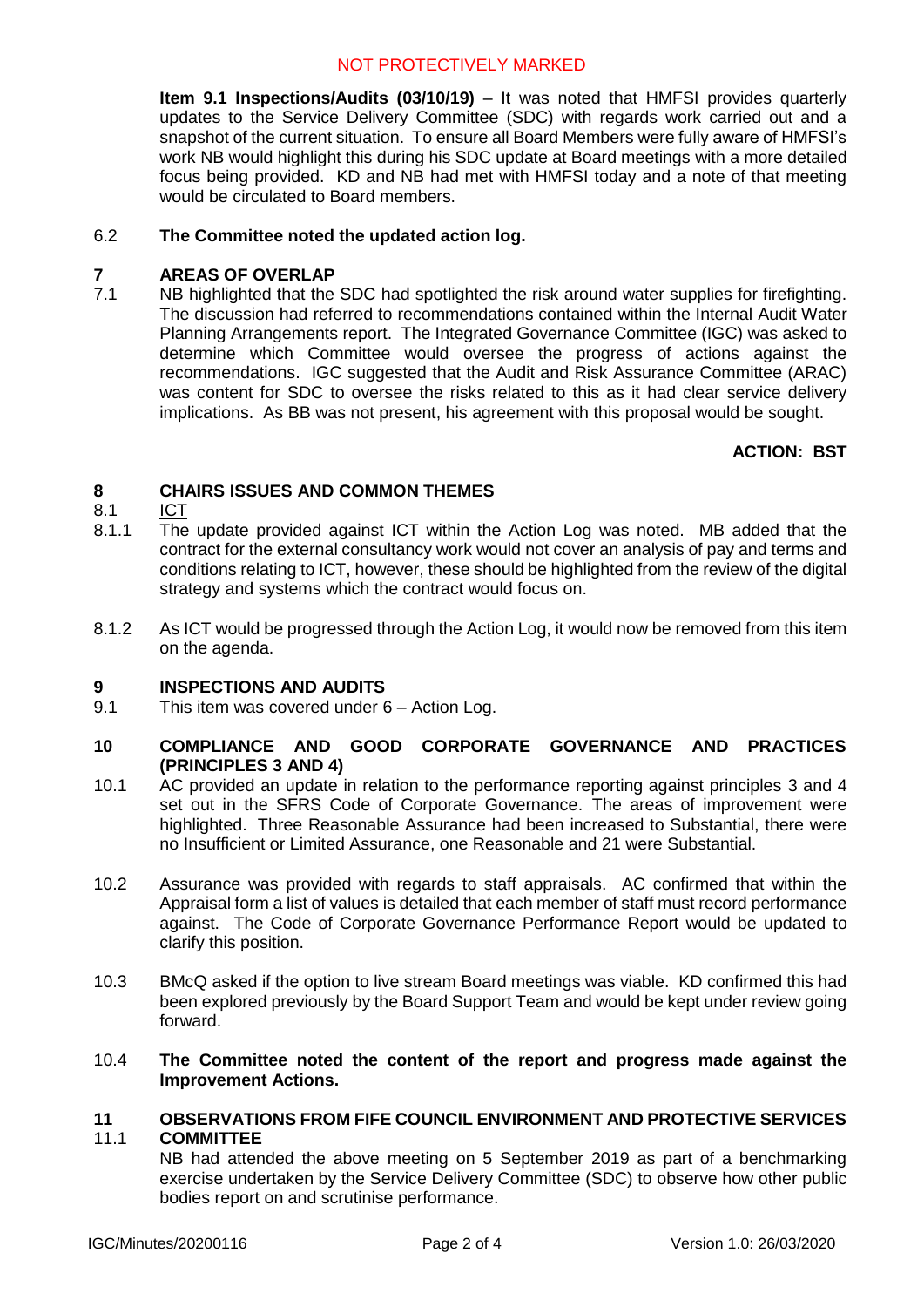**Item 9.1 Inspections/Audits (03/10/19)** – It was noted that HMFSI provides quarterly updates to the Service Delivery Committee (SDC) with regards work carried out and a snapshot of the current situation. To ensure all Board Members were fully aware of HMFSI's work NB would highlight this during his SDC update at Board meetings with a more detailed focus being provided. KD and NB had met with HMFSI today and a note of that meeting would be circulated to Board members.

6.2 **The Committee noted the updated action log.**

## 7 AREAS OF OVERLAP

7.1 NB highlighted that the SDC had spotlighted the risk around water supplies for firefighting. The discussion had referred to recommendations contained within the Internal Audit Water Planning Arrangements report. The Integrated Governance Committee (IGC) was asked to determine which Committee would oversee the progress of actions against the recommendations. IGC suggested that the Audit and Risk Assurance Committee (ARAC) was content for SDC to oversee the risks related to this as it had clear service delivery implications. As BB was not present, his agreement with this proposal would be sought.

**ACTION: BST**

## 8 CHAIRS ISSUES AND COMMON THEMES

8.1 ICT

8.1.1 The update provided against ICT within the Action Log was noted. MB added that the contract for the external consultancy work would not cover an analysis of pay and terms and conditions relating to ICT, however, these should be highlighted from the review of the digital strategy and systems which the contract would focus on.

8.1.2 As ICT would be progressed through the Action Log, it would now be removed from this item on the agenda.

## 9 INSPECTIONS AND AUDITS

9.1 This item was covered under 6 – Action Log.

## 10 COMPLIANCE AND GOOD CORPORATE GOVERNANCE AND PRACTICES (PRINCIPLES 3 AND 4)

10.1 AC provided an update in relation to the performance reporting against principles 3 and 4 set out in the SFRS Code of Corporate Governance. The areas of improvement were highlighted. Three Reasonable Assurance had been increased to Substantial, there were no Insufficient or Limited Assurance, one Reasonable and 21 were Substantial.

10.2 Assurance was provided with regards to staff appraisals. AC confirmed that within the Appraisal form a list of values is detailed that each member of staff must record performance against. The Code of Corporate Governance Performance Report would be updated to clarify this position.

10.3 BMcQ asked if the option to live stream Board meetings was viable. KD confirmed this had been explored previously by the Board Support Team and would be kept under review going forward.

10.4 **The Committee noted the content of the report and progress made against the Improvement Actions.**

## 11 OBSERVATIONS FROM FIFE COUNCIL ENVIRONMENT AND PROTECTIVE SERVICES COMMITTEE

11.1 NB had attended the above meeting on 5 September 2019 as part of a benchmarking exercise undertaken by the Service Delivery Committee (SDC) to observe how other public bodies report on and scrutinise performance.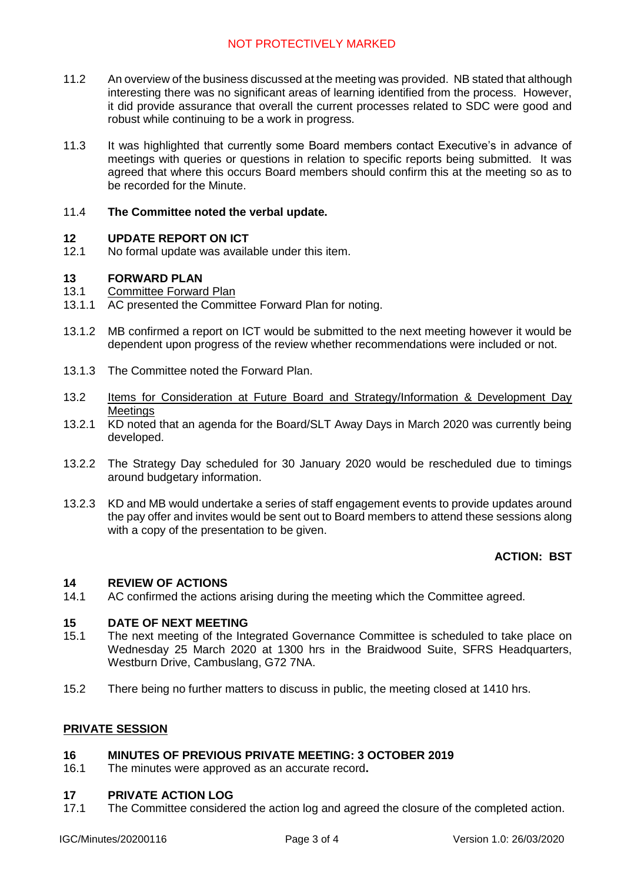NOT PROTECTIVELY MARKED

11.2 An overview of the business discussed at the meeting was provided. NB stated that although interesting there was no significant areas of learning identified from the process. However, it did provide assurance that overall the current processes related to SDC were good and robust while continuing to be a work in progress.

11.3 It was highlighted that currently some Board members contact Executive's in advance of meetings with queries or questions in relation to specific reports being submitted. It was agreed that where this occurs Board members should confirm this at the meeting so as to be recorded for the Minute.

11.4 **The Committee noted the verbal update.**

## 12 UPDATE REPORT ON ICT

12.1 No formal update was available under this item.

## 13 FORWARD PLAN

13.1 Committee Forward Plan

13.1.1 AC presented the Committee Forward Plan for noting.

13.1.2 MB confirmed a report on ICT would be submitted to the next meeting however it would be dependent upon progress of the review whether recommendations were included or not.

13.1.3 The Committee noted the Forward Plan.

13.2 Items for Consideration at Future Board and Strategy/Information & Development Day Meetings

13.2.1 KD noted that an agenda for the Board/SLT Away Days in March 2020 was currently being developed.

13.2.2 The Strategy Day scheduled for 30 January 2020 would be rescheduled due to timings around budgetary information.

13.2.3 KD and MB would undertake a series of staff engagement events to provide updates around the pay offer and invites would be sent out to Board members to attend these sessions along with a copy of the presentation to be given.

**ACTION: BST**

## 14 REVIEW OF ACTIONS

14.1 AC confirmed the actions arising during the meeting which the Committee agreed.

## 15 DATE OF NEXT MEETING

15.1 The next meeting of the Integrated Governance Committee is scheduled to take place on Wednesday 25 March 2020 at 1300 hrs in the Braidwood Suite, SFRS Headquarters, Westburn Drive, Cambuslang, G72 7NA.

15.2 There being no further matters to discuss in public, the meeting closed at 1410 hrs.

## PRIVATE SESSION

## 16 MINUTES OF PREVIOUS PRIVATE MEETING: 3 OCTOBER 2019

16.1 The minutes were approved as an accurate record**.**

## 17 PRIVATE ACTION LOG

17.1 The Committee considered the action log and agreed the closure of the completed action.

IGC/Minutes/20200116 Version 1.0: 26/03/2020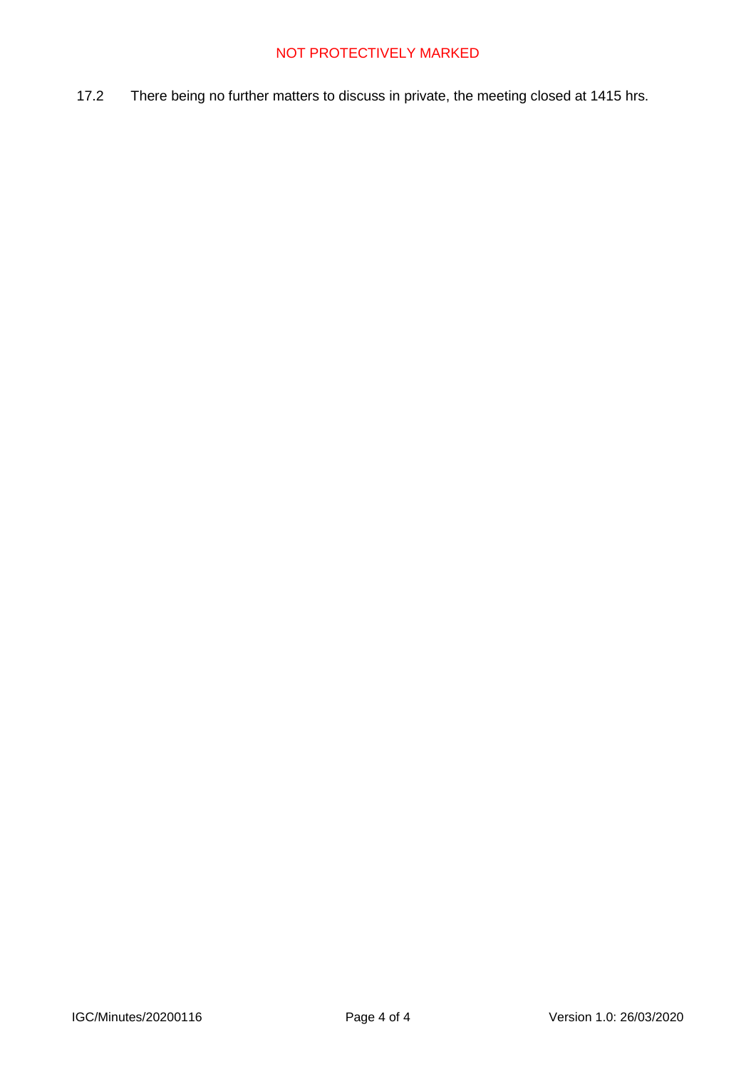17.2 There being no further matters to discuss in private, the meeting closed at 1415 hrs.